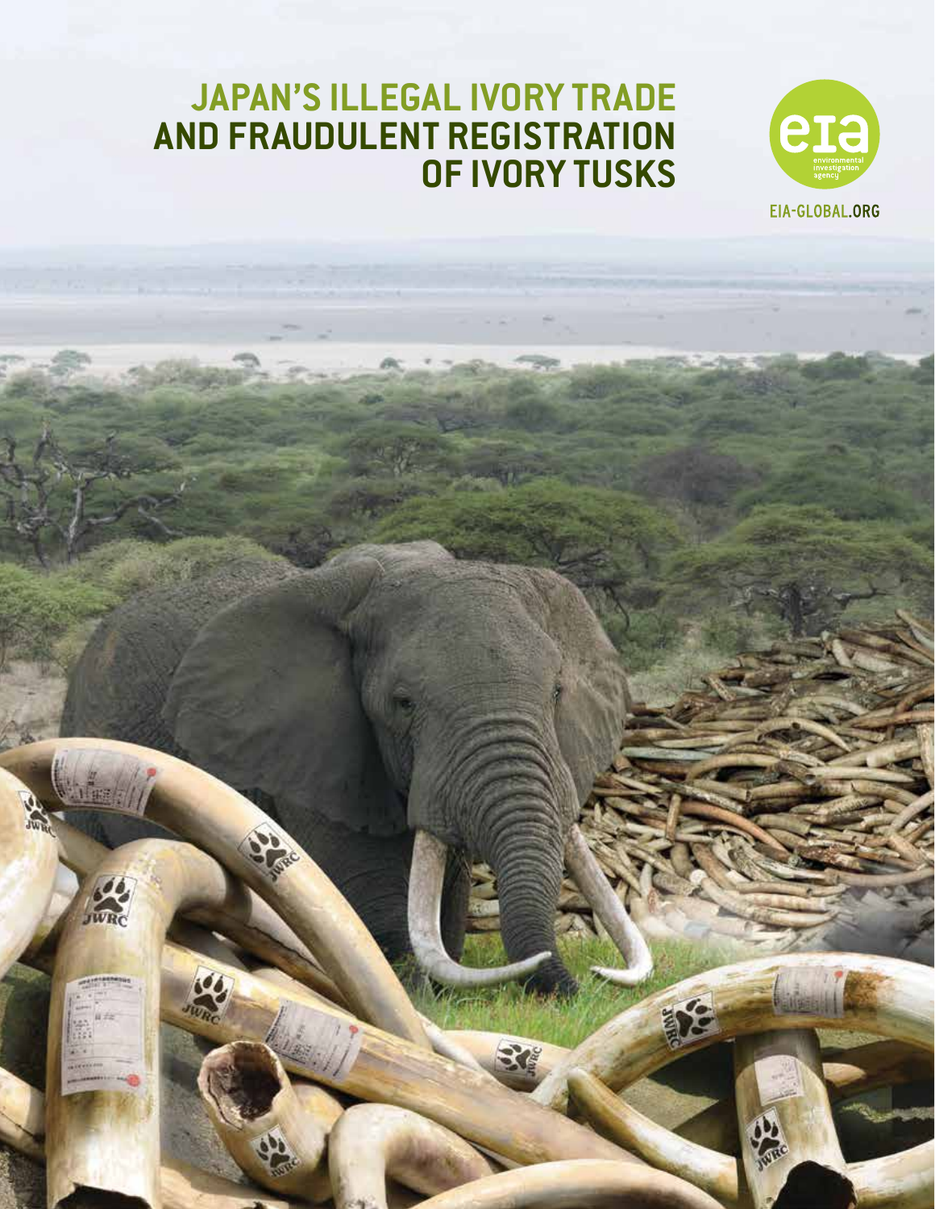# JAPAN'S ILLEGAL IVORY TRADE AND FRAUDULENT REGISTRATION OF IVORY TUSKS

environmental investigation agency

EIA-GLOBAL.ORG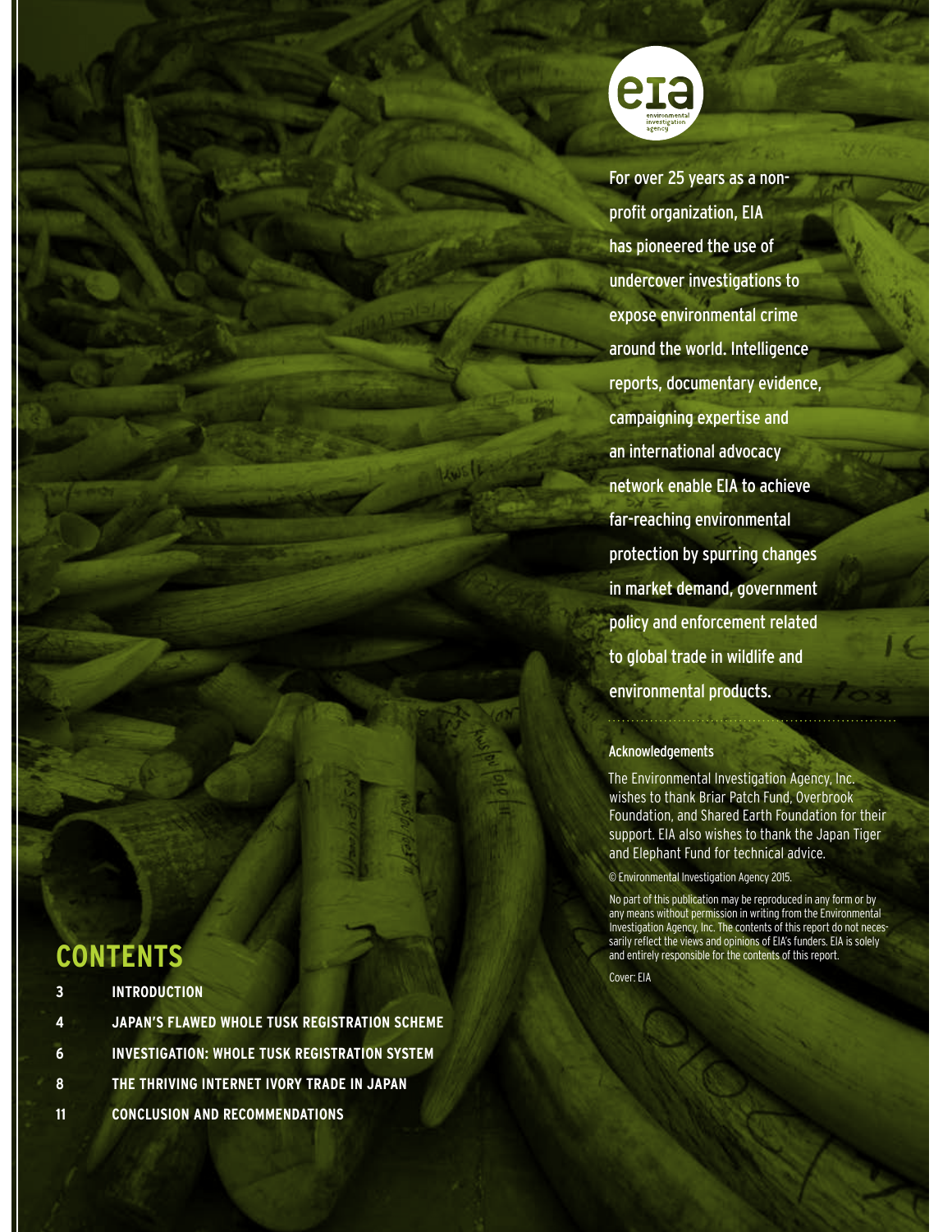For over 25 years as a non-profit organization, EIA has pioneered the use of undercover investigations to expose environmental crime around the world. Intelligence reports, documentary evidence, campaigning expertise and an international advocacy network enable EIA to achieve far-reaching environmental protection by spurring changes in market demand, government policy and enforcement related to global trade in wildlife and environmental products.

### Acknowledgements

The Environmental Investigation Agency, Inc. wishes to thank Briar Patch Fund, Overbrook Foundation, and Shared Earth Foundation for their support. EIA also wishes to thank the Japan Tiger and Elephant Fund for technical advice.

© Environmental Investigation Agency 2015.

No part of this publication may be reproduced in any form or by any means without permission in writing from the Environmental Investigation Agency, Inc. The contents of this report do not necessarily reflect the views and opinions of EIA's funders. EIA is solely and entirely responsible for the contents of this report.

Cover: EIA

## CONTENTS

- 3 **INTRODUCTION**
- 4 **JAPAN'S FLAWED WHOLE TUSK REGISTRATION SCHEME**
- 6 **INVESTIGATION: WHOLE TUSK REGISTRATION SYSTEM**
- 8 **THE THRIVING INTERNET IVORY TRADE IN JAPAN**
- 11 **CONCLUSION AND RECOMMENDATIONS**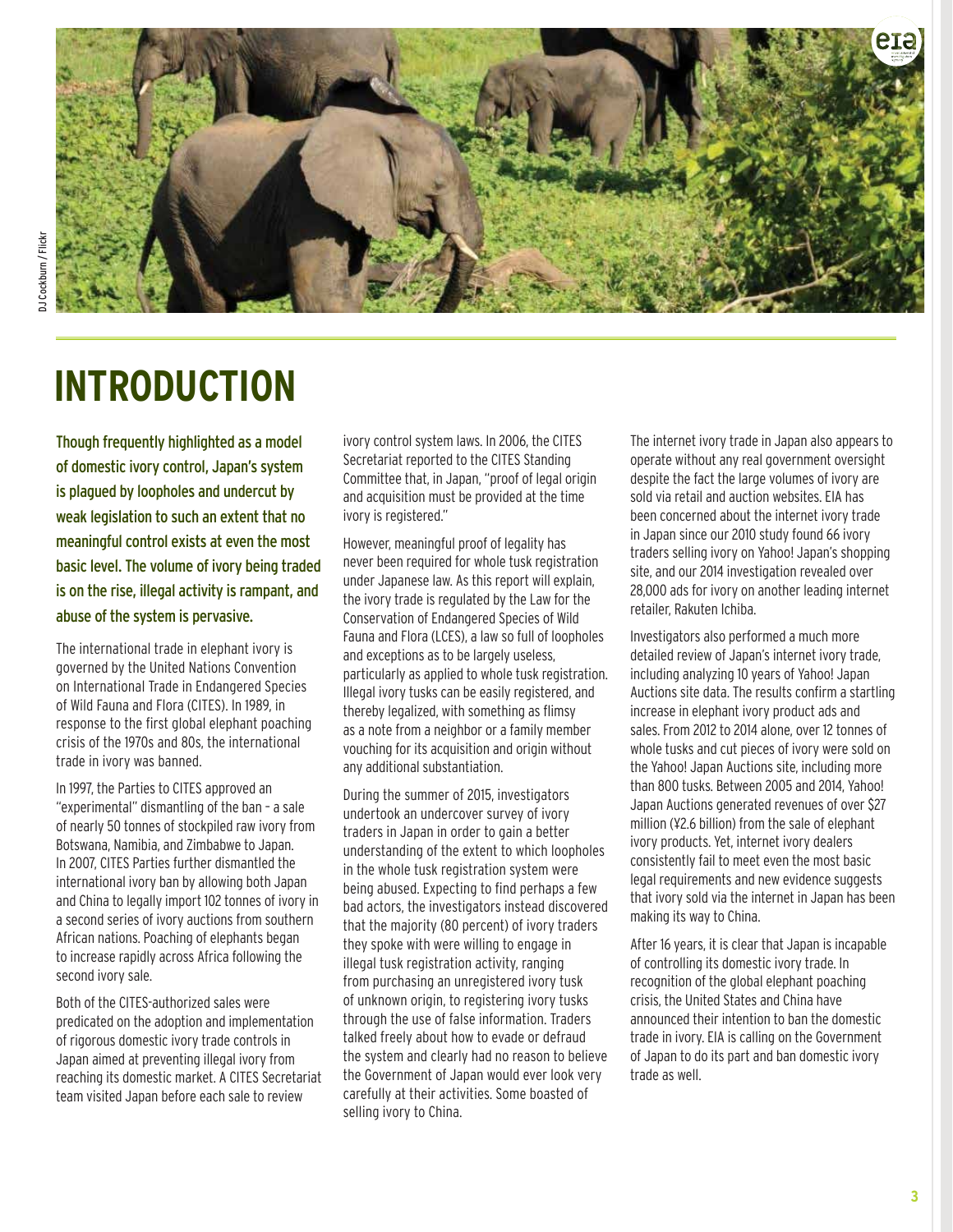# INTRODUCTION

**Though frequently highlighted as a model of domestic ivory control, Japan's system is plagued by loopholes and undercut by weak legislation to such an extent that no meaningful control exists at even the most basic level. The volume of ivory being traded is on the rise, illegal activity is rampant, and abuse of the system is pervasive.**

The international trade in elephant ivory is governed by the United Nations Convention on International Trade in Endangered Species of Wild Fauna and Flora (CITES). In 1989, in response to the first global elephant poaching crisis of the 1970s and 80s, the international trade in ivory was banned.

In 1997, the Parties to CITES approved an "experimental" dismantling of the ban – a sale of nearly 50 tonnes of stockpiled raw ivory from Botswana, Namibia, and Zimbabwe to Japan. In 2007, CITES Parties further dismantled the international ivory ban by allowing both Japan and China to legally import 102 tonnes of ivory in a second series of ivory auctions from southern African nations. Poaching of elephants began to increase rapidly across Africa following the second ivory sale.

Both of the CITES-authorized sales were predicated on the adoption and implementation of rigorous domestic ivory trade controls in Japan aimed at preventing illegal ivory from reaching its domestic market. A CITES Secretariat team visited Japan before each sale to review ivory control system laws. In 2006, the CITES Secretariat reported to the CITES Standing Committee that, in Japan, "proof of legal origin and acquisition must be provided at the time ivory is registered."

However, meaningful proof of legality has never been required for whole tusk registration under Japanese law. As this report will explain, the ivory trade is regulated by the Law for the Conservation of Endangered Species of Wild Fauna and Flora (LCES), a law so full of loopholes and exceptions as to be largely useless, particularly as applied to whole tusk registration. Illegal ivory tusks can be easily registered, and thereby legalized, with something as flimsy as a note from a neighbor or a family member vouching for its acquisition and origin without any additional substantiation.

During the summer of 2015, investigators undertook an undercover survey of ivory traders in Japan in order to gain a better understanding of the extent to which loopholes in the whole tusk registration system were being abused. Expecting to find perhaps a few bad actors, the investigators instead discovered that the majority (80 percent) of ivory traders they spoke with were willing to engage in illegal tusk registration activity, ranging from purchasing an unregistered ivory tusk of unknown origin, to registering ivory tusks through the use of false information. Traders talked freely about how to evade or defraud the system and clearly had no reason to believe the Government of Japan would ever look very carefully at their activities. Some boasted of selling ivory to China.

The internet ivory trade in Japan also appears to operate without any real government oversight despite the fact the large volumes of ivory are sold via retail and auction websites. EIA has been concerned about the internet ivory trade in Japan since our 2010 study found 66 ivory traders selling ivory on Yahoo! Japan's shopping site, and our 2014 investigation revealed over 28,000 ads for ivory on another leading internet retailer, Rakuten Ichiba.

Investigators also performed a much more detailed review of Japan's internet ivory trade, including analyzing 10 years of Yahoo! Japan Auctions site data. The results confirm a startling increase in elephant ivory product ads and sales. From 2012 to 2014 alone, over 12 tonnes of whole tusks and cut pieces of ivory were sold on the Yahoo! Japan Auctions site, including more than 800 tusks. Between 2005 and 2014, Yahoo! Japan Auctions generated revenues of over $27 million (¥2.6 billion) from the sale of elephant ivory products. Yet, internet ivory dealers consistently fail to meet even the most basic legal requirements and new evidence suggests that ivory sold via the internet in Japan has been making its way to China.

After 16 years, it is clear that Japan is incapable of controlling its domestic ivory trade. In recognition of the global elephant poaching crisis, the United States and China have announced their intention to ban the domestic trade in ivory. EIA is calling on the Government of Japan to do its part and ban domestic ivory trade as well.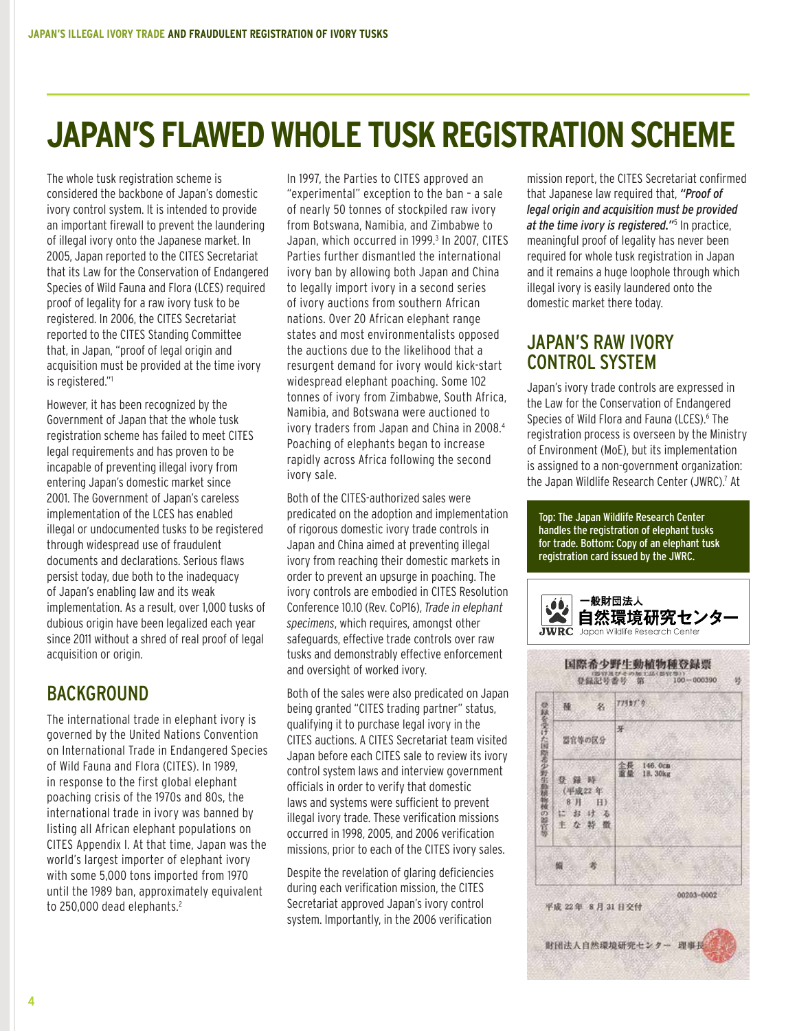# JAPAN'S FLAWED WHOLE TUSK REGISTRATION SCHEME

The whole tusk registration scheme is considered the backbone of Japan's domestic ivory control system. It is intended to provide an important firewall to prevent the laundering of illegal ivory onto the Japanese market. In 2005, Japan reported to the CITES Secretariat that its Law for the Conservation of Endangered Species of Wild Fauna and Flora (LCES) required proof of legality for a raw ivory tusk to be registered. In 2006, the CITES Secretariat reported to the CITES Standing Committee that, in Japan, "proof of legal origin and acquisition must be provided at the time ivory is registered."[1]

However, it has been recognized by the Government of Japan that the whole tusk registration scheme has failed to meet CITES legal requirements and has proven to be incapable of preventing illegal ivory from entering Japan's domestic market since 2001. The Government of Japan's careless implementation of the LCES has enabled illegal or undocumented tusks to be registered through widespread use of fraudulent documents and declarations. Serious flaws persist today, due both to the inadequacy of Japan's enabling law and its weak implementation. As a result, over 1,000 tusks of dubious origin have been legalized each year since 2011 without a shred of real proof of legal acquisition or origin.

## BACKGROUND

The international trade in elephant ivory is governed by the United Nations Convention on International Trade in Endangered Species of Wild Fauna and Flora (CITES). In 1989, in response to the first global elephant poaching crisis of the 1970s and 80s, the international trade in ivory was banned by listing all African elephant populations on CITES Appendix I. At that time, Japan was the world's largest importer of elephant ivory with some 5,000 tons imported from 1970 until the 1989 ban, approximately equivalent to 250,000 dead elephants.[2]

In 1997, the Parties to CITES approved an "experimental" exception to the ban – a sale of nearly 50 tonnes of stockpiled raw ivory from Botswana, Namibia, and Zimbabwe to Japan, which occurred in 1999.[3] In 2007, CITES Parties further dismantled the international ivory ban by allowing both Japan and China to legally import ivory in a second series of ivory auctions from southern African nations. Over 20 African elephant range states and most environmentalists opposed the auctions due to the likelihood that a resurgent demand for ivory would kick-start widespread elephant poaching. Some 102 tonnes of ivory from Zimbabwe, South Africa, Namibia, and Botswana were auctioned to ivory traders from Japan and China in 2008.[4] Poaching of elephants began to increase rapidly across Africa following the second ivory sale.

Both of the CITES-authorized sales were predicated on the adoption and implementation of rigorous domestic ivory trade controls in Japan and China aimed at preventing illegal ivory from reaching their domestic markets in order to prevent an upsurge in poaching. The ivory controls are embodied in CITES Resolution Conference 10.10 (Rev. CoP16), *Trade in elephant specimens*, which requires, amongst other safeguards, effective trade controls over raw tusks and demonstrably effective enforcement and oversight of worked ivory.

Both of the sales were also predicated on Japan being granted "CITES trading partner" status, qualifying it to purchase legal ivory in the CITES auctions. A CITES Secretariat team visited Japan before each CITES sale to review its ivory control system laws and interview government officials in order to verify that domestic laws and systems were sufficient to prevent illegal ivory trade. These verification missions occurred in 1998, 2005, and 2006 verification missions, prior to each of the CITES ivory sales.

Despite the revelation of glaring deficiencies during each verification mission, the CITES Secretariat approved Japan's ivory control system. Importantly, in the 2006 verification mission report, the CITES Secretariat confirmed that Japanese law required that, ***"Proof of legal origin and acquisition must be provided at the time ivory is registered."***[5] In practice, meaningful proof of legality has never been required for whole tusk registration in Japan and it remains a huge loophole through which illegal ivory is easily laundered onto the domestic market there today.

## JAPAN'S RAW IVORY CONTROL SYSTEM

Japan's ivory trade controls are expressed in the Law for the Conservation of Endangered Species of Wild Flora and Fauna (LCES).[6] The registration process is overseen by the Ministry of Environment (MoE), but its implementation is assigned to a non-government organization: the Japan Wildlife Research Center (JWRC).[7] At

Top: The Japan Wildlife Research Center handles the registration of elephant tusks for trade. Bottom: Copy of an elephant tusk registration card issued by the JWRC.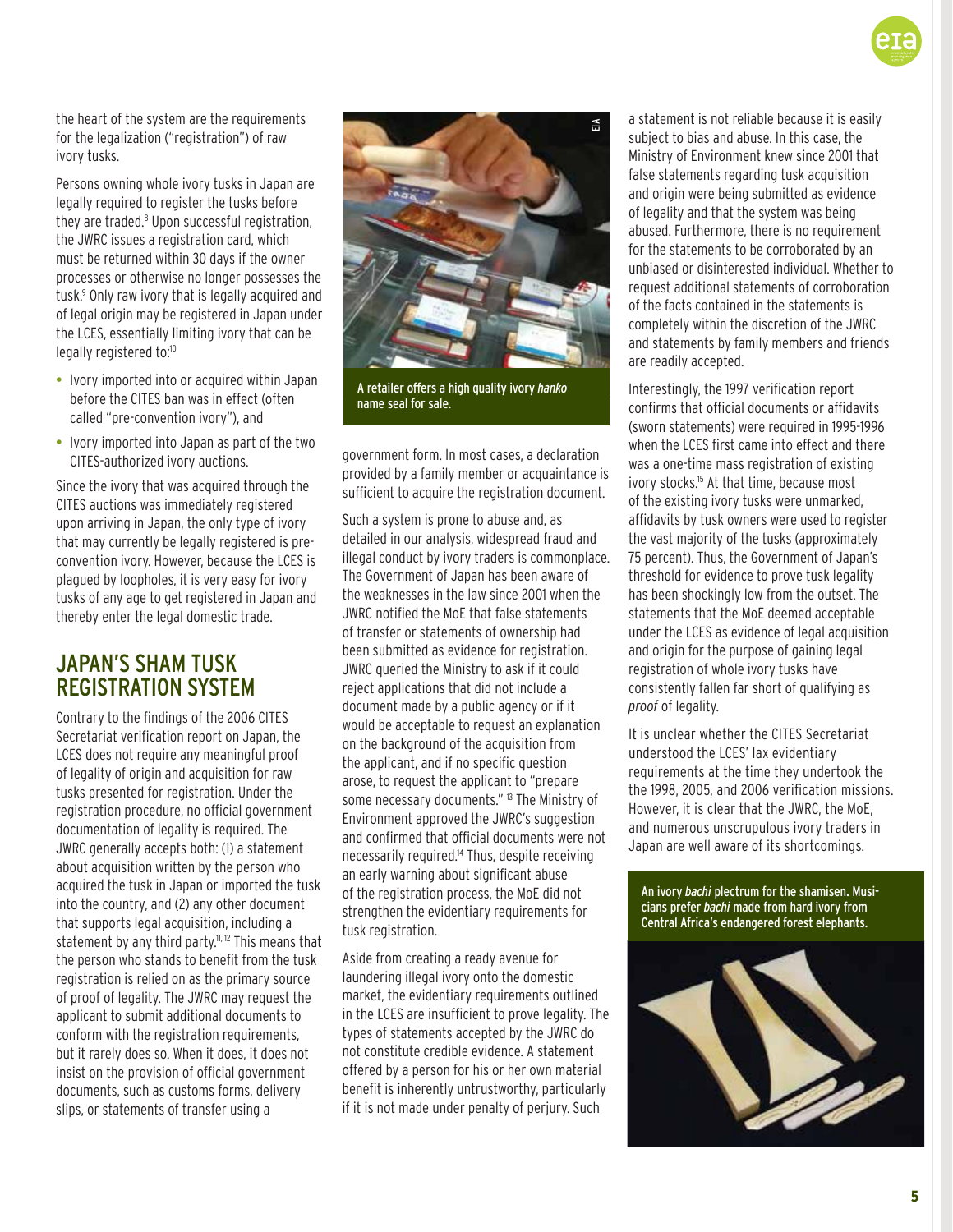the heart of the system are the requirements for the legalization ("registration") of raw ivory tusks.

Persons owning whole ivory tusks in Japan are legally required to register the tusks before they are traded.[8] Upon successful registration, the JWRC issues a registration card, which must be returned within 30 days if the owner processes or otherwise no longer possesses the tusk.[9] Only raw ivory that is legally acquired and of legal origin may be registered in Japan under the LCES, essentially limiting ivory that can be legally registered to:[10]

- Ivory imported into or acquired within Japan before the CITES ban was in effect (often called "pre-convention ivory"), and
- Ivory imported into Japan as part of the two CITES-authorized ivory auctions.

Since the ivory that was acquired through the CITES auctions was immediately registered upon arriving in Japan, the only type of ivory that may currently be legally registered is pre-convention ivory. However, because the LCES is plagued by loopholes, it is very easy for ivory tusks of any age to get registered in Japan and thereby enter the legal domestic trade.

## JAPAN'S SHAM TUSK REGISTRATION SYSTEM

Contrary to the findings of the 2006 CITES Secretariat verification report on Japan, the LCES does not require any meaningful proof of legality of origin and acquisition for raw tusks presented for registration. Under the registration procedure, no official government documentation of legality is required. The JWRC generally accepts both: (1) a statement about acquisition written by the person who acquired the tusk in Japan or imported the tusk into the country, and (2) any other document that supports legal acquisition, including a statement by any third party.[11, 12] This means that the person who stands to benefit from the tusk registration is relied on as the primary source of proof of legality. The JWRC may request the applicant to submit additional documents to conform with the registration requirements, but it rarely does so. When it does, it does not insist on the provision of official government documents, such as customs forms, delivery slips, or statements of transfer using a government form. In most cases, a declaration provided by a family member or acquaintance is sufficient to acquire the registration document.

A retailer offers a high quality ivory *hanko* name seal for sale.

Such a system is prone to abuse and, as detailed in our analysis, widespread fraud and illegal conduct by ivory traders is commonplace. The Government of Japan has been aware of the weaknesses in the law since 2001 when the JWRC notified the MoE that false statements of transfer or statements of ownership had been submitted as evidence for registration. JWRC queried the Ministry to ask if it could reject applications that did not include a document made by a public agency or if it would be acceptable to request an explanation on the background of the acquisition from the applicant, and if no specific question arose, to request the applicant to "prepare some necessary documents." [13] The Ministry of Environment approved the JWRC's suggestion and confirmed that official documents were not necessarily required.[14] Thus, despite receiving an early warning about significant abuse of the registration process, the MoE did not strengthen the evidentiary requirements for tusk registration.

Aside from creating a ready avenue for laundering illegal ivory onto the domestic market, the evidentiary requirements outlined in the LCES are insufficient to prove legality. The types of statements accepted by the JWRC do not constitute credible evidence. A statement offered by a person for his or her own material benefit is inherently untrustworthy, particularly if it is not made under penalty of perjury. Such a statement is not reliable because it is easily subject to bias and abuse. In this case, the Ministry of Environment knew since 2001 that false statements regarding tusk acquisition and origin were being submitted as evidence of legality and that the system was being abused. Furthermore, there is no requirement for the statements to be corroborated by an unbiased or disinterested individual. Whether to request additional statements of corroboration of the facts contained in the statements is completely within the discretion of the JWRC and statements by family members and friends are readily accepted.

Interestingly, the 1997 verification report confirms that official documents or affidavits (sworn statements) were required in 1995-1996 when the LCES first came into effect and there was a one-time mass registration of existing ivory stocks.[15] At that time, because most of the existing ivory tusks were unmarked, affidavits by tusk owners were used to register the vast majority of the tusks (approximately 75 percent). Thus, the Government of Japan's threshold for evidence to prove tusk legality has been shockingly low from the outset. The statements that the MoE deemed acceptable under the LCES as evidence of legal acquisition and origin for the purpose of gaining legal registration of whole ivory tusks have consistently fallen far short of qualifying as *proof* of legality.

It is unclear whether the CITES Secretariat understood the LCES' lax evidentiary requirements at the time they undertook the the 1998, 2005, and 2006 verification missions. However, it is clear that the JWRC, the MoE, and numerous unscrupulous ivory traders in Japan are well aware of its shortcomings.

An ivory *bachi* plectrum for the shamisen. Musicians prefer *bachi* made from hard ivory from Central Africa's endangered forest elephants.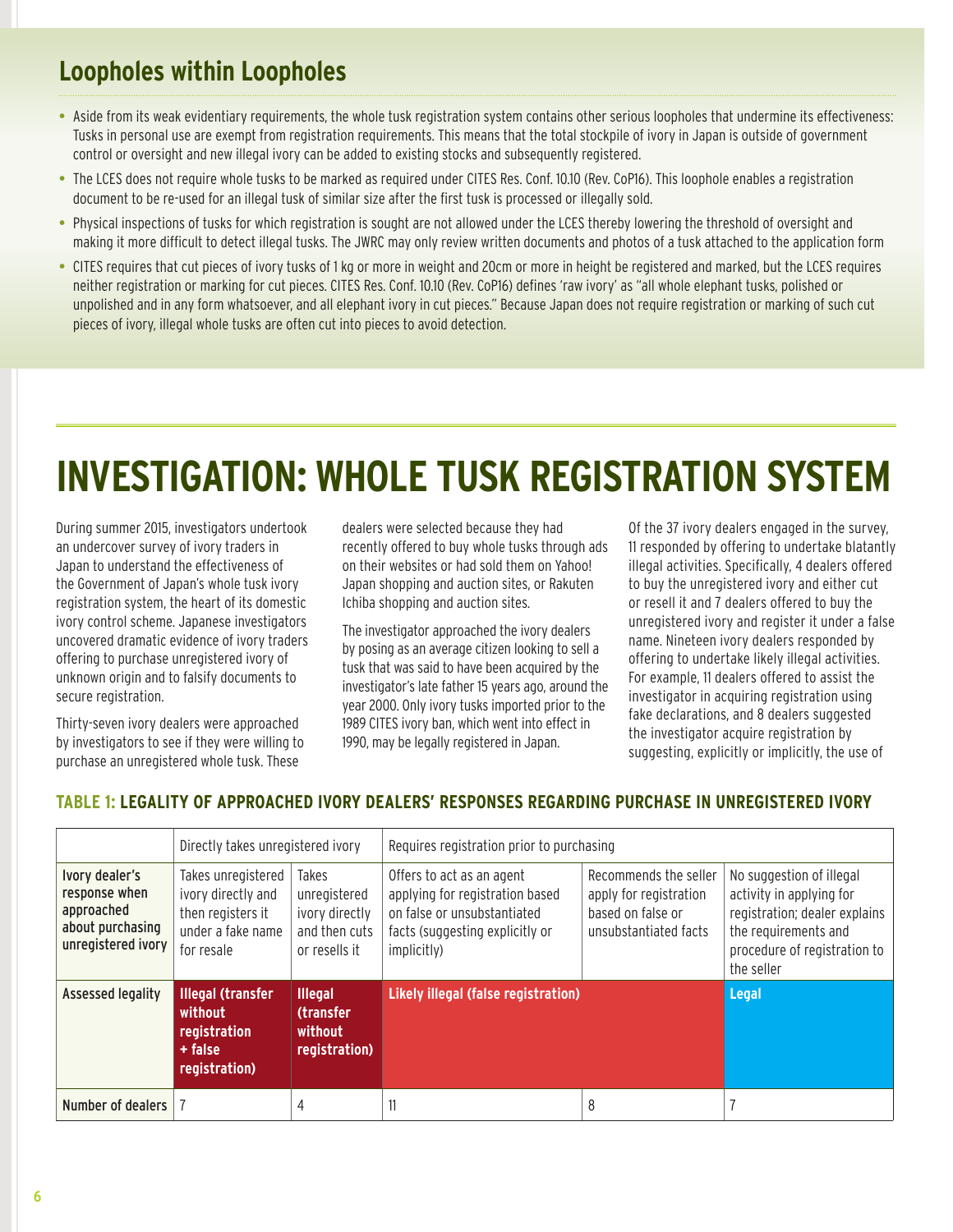## Loopholes within Loopholes

- Aside from its weak evidentiary requirements, the whole tusk registration system contains other serious loopholes that undermine its effectiveness: Tusks in personal use are exempt from registration requirements. This means that the total stockpile of ivory in Japan is outside of government control or oversight and new illegal ivory can be added to existing stocks and subsequently registered.
- The LCES does not require whole tusks to be marked as required under CITES Res. Conf. 10.10 (Rev. CoP16). This loophole enables a registration document to be re-used for an illegal tusk of similar size after the first tusk is processed or illegally sold.
- Physical inspections of tusks for which registration is sought are not allowed under the LCES thereby lowering the threshold of oversight and making it more difficult to detect illegal tusks. The JWRC may only review written documents and photos of a tusk attached to the application form
- CITES requires that cut pieces of ivory tusks of 1 kg or more in weight and 20cm or more in height be registered and marked, but the LCES requires neither registration or marking for cut pieces. CITES Res. Conf. 10.10 (Rev. CoP16) defines 'raw ivory' as "all whole elephant tusks, polished or unpolished and in any form whatsoever, and all elephant ivory in cut pieces." Because Japan does not require registration or marking of such cut pieces of ivory, illegal whole tusks are often cut into pieces to avoid detection.

# INVESTIGATION: WHOLE TUSK REGISTRATION SYSTEM

During summer 2015, investigators undertook an undercover survey of ivory traders in Japan to understand the effectiveness of the Government of Japan's whole tusk ivory registration system, the heart of its domestic ivory control scheme. Japanese investigators uncovered dramatic evidence of ivory traders offering to purchase unregistered ivory of unknown origin and to falsify documents to secure registration.

Thirty-seven ivory dealers were approached by investigators to see if they were willing to purchase an unregistered whole tusk. These dealers were selected because they had recently offered to buy whole tusks through ads on their websites or had sold them on Yahoo! Japan shopping and auction sites, or Rakuten Ichiba shopping and auction sites.

The investigator approached the ivory dealers by posing as an average citizen looking to sell a tusk that was said to have been acquired by the investigator's late father 15 years ago, around the year 2000. Only ivory tusks imported prior to the 1989 CITES ivory ban, which went into effect in 1990, may be legally registered in Japan.

Of the 37 ivory dealers engaged in the survey, 11 responded by offering to undertake blatantly illegal activities. Specifically, 4 dealers offered to buy the unregistered ivory and either cut or resell it and 7 dealers offered to buy the unregistered ivory and register it under a false name. Nineteen ivory dealers responded by offering to undertake likely illegal activities. For example, 11 dealers offered to assist the investigator in acquiring registration using fake declarations, and 8 dealers suggested the investigator acquire registration by suggesting, explicitly or implicitly, the use of

### TABLE 1: LEGALITY OF APPROACHED IVORY DEALERS' RESPONSES REGARDING PURCHASE IN UNREGISTERED IVORY

| | Directly takes unregistered ivory | | Requires registration prior to purchasing | | |
|---|---|---|---|---|---|
| **Ivory dealer's response when approached about purchasing unregistered ivory** | Takes unregistered ivory directly and then registers it under a fake name for resale | Takes unregistered ivory directly and then cuts or resells it | Offers to act as an agent applying for registration based on false or unsubstantiated facts (suggesting explicitly or implicitly) | Recommends the seller apply for registration based on false or unsubstantiated facts | No suggestion of illegal activity in applying for registration; dealer explains the requirements and procedure of registration to the seller |
| **Assessed legality** | **Illegal (transfer without registration + false registration)** | **Illegal (transfer without registration)** | **Likely illegal (false registration)** | | **Legal** |
| **Number of dealers** | 7 | 4 | 11 | 8 | 7 |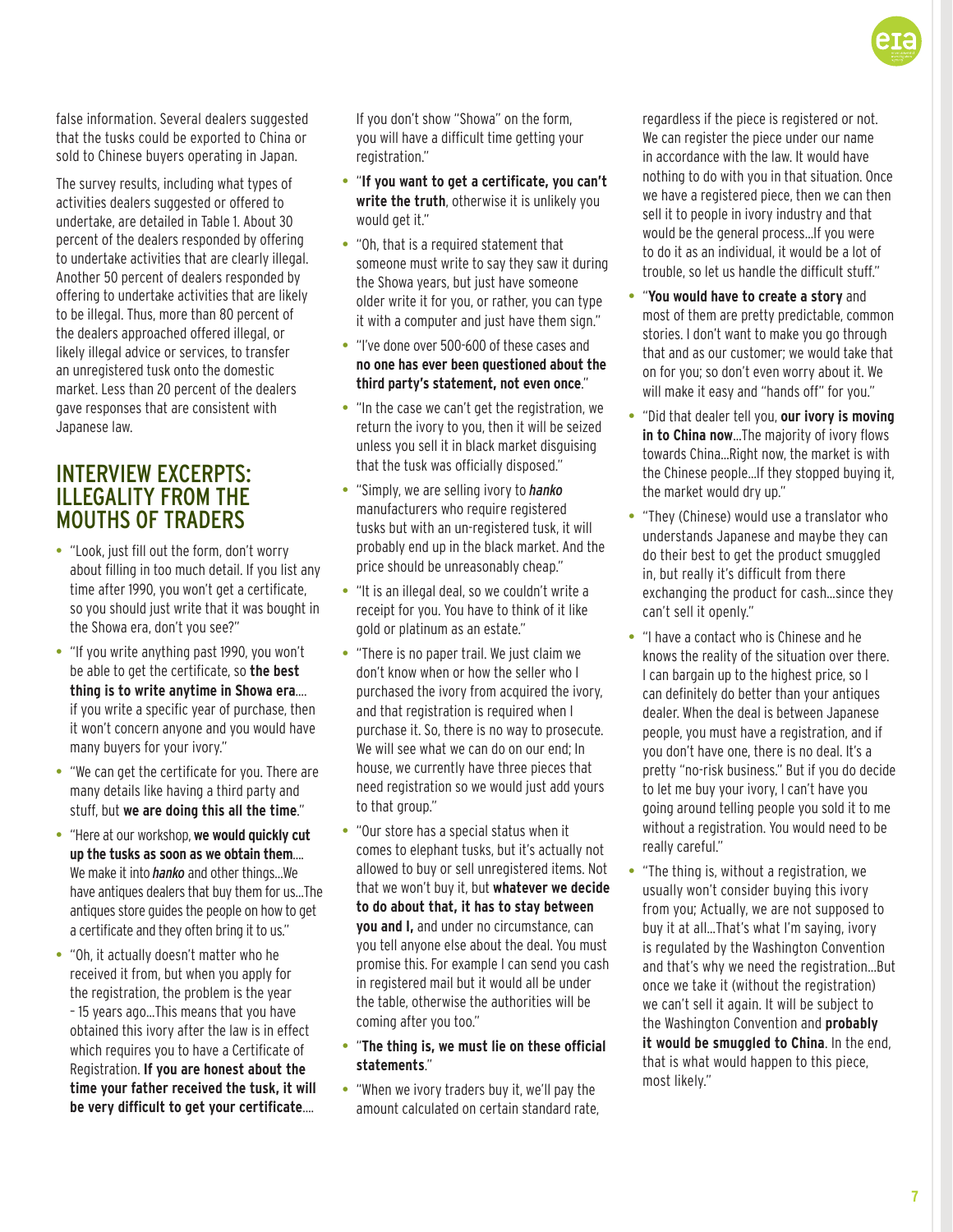false information. Several dealers suggested that the tusks could be exported to China or sold to Chinese buyers operating in Japan.

The survey results, including what types of activities dealers suggested or offered to undertake, are detailed in Table 1. About 30 percent of the dealers responded by offering to undertake activities that are clearly illegal. Another 50 percent of dealers responded by offering to undertake activities that are likely to be illegal. Thus, more than 80 percent of the dealers approached offered illegal, or likely illegal advice or services, to transfer an unregistered tusk onto the domestic market. Less than 20 percent of the dealers gave responses that are consistent with Japanese law.

## INTERVIEW EXCERPTS: ILLEGALITY FROM THE MOUTHS OF TRADERS

- "Look, just fill out the form, don't worry about filling in too much detail. If you list any time after 1990, you won't get a certificate, so you should just write that it was bought in the Showa era, don't you see?"
- "If you write anything past 1990, you won't be able to get the certificate, so **the best thing is to write anytime in Showa era**.... if you write a specific year of purchase, then it won't concern anyone and you would have many buyers for your ivory."
- "We can get the certificate for you. There are many details like having a third party and stuff, but **we are doing this all the time**."
- "Here at our workshop, **we would quickly cut up the tusks as soon as we obtain them**.... We make it into *hanko* and other things...We have antiques dealers that buy them for us...The antiques store guides the people on how to get a certificate and they often bring it to us."
- "Oh, it actually doesn't matter who he received it from, but when you apply for the registration, the problem is the year – 15 years ago...This means that you have obtained this ivory after the law is in effect which requires you to have a Certificate of Registration. **If you are honest about the time your father received the tusk, it will be very difficult to get your certificate**.... If you don't show "Showa" on the form, you will have a difficult time getting your registration."
- "**If you want to get a certificate, you can't write the truth**, otherwise it is unlikely you would get it."
- "Oh, that is a required statement that someone must write to say they saw it during the Showa years, but just have someone older write it for you, or rather, you can type it with a computer and just have them sign."
- "I've done over 500-600 of these cases and **no one has ever been questioned about the third party's statement, not even once**."
- "In the case we can't get the registration, we return the ivory to you, then it will be seized unless you sell it in black market disguising that the tusk was officially disposed."
- "Simply, we are selling ivory to ***hanko*** manufacturers who require registered tusks but with an un-registered tusk, it will probably end up in the black market. And the price should be unreasonably cheap."
- "It is an illegal deal, so we couldn't write a receipt for you. You have to think of it like gold or platinum as an estate."
- "There is no paper trail. We just claim we don't know when or how the seller who I purchased the ivory from acquired the ivory, and that registration is required when I purchase it. So, there is no way to prosecute. We will see what we can do on our end; In house, we currently have three pieces that need registration so we would just add yours to that group."
- "Our store has a special status when it comes to elephant tusks, but it's actually not allowed to buy or sell unregistered items. Not that we won't buy it, but **whatever we decide to do about that, it has to stay between you and I,** and under no circumstance, can you tell anyone else about the deal. You must promise this. For example I can send you cash in registered mail but it would all be under the table, otherwise the authorities will be coming after you too."
- "**The thing is, we must lie on these official statements**."
- "When we ivory traders buy it, we'll pay the amount calculated on certain standard rate, regardless if the piece is registered or not. We can register the piece under our name in accordance with the law. It would have nothing to do with you in that situation. Once we have a registered piece, then we can then sell it to people in ivory industry and that would be the general process...If you were to do it as an individual, it would be a lot of trouble, so let us handle the difficult stuff."
- "**You would have to create a story** and most of them are pretty predictable, common stories. I don't want to make you go through that and as our customer; we would take that on for you; so don't even worry about it. We will make it easy and "hands off" for you."
- "Did that dealer tell you, **our ivory is moving in to China now**...The majority of ivory flows towards China...Right now, the market is with the Chinese people...If they stopped buying it, the market would dry up."
- "They (Chinese) would use a translator who understands Japanese and maybe they can do their best to get the product smuggled in, but really it's difficult from there exchanging the product for cash...since they can't sell it openly."
- "I have a contact who is Chinese and he knows the reality of the situation over there. I can bargain up to the highest price, so I can definitely do better than your antiques dealer. When the deal is between Japanese people, you must have a registration, and if you don't have one, there is no deal. It's a pretty "no-risk business." But if you do decide to let me buy your ivory, I can't have you going around telling people you sold it to me without a registration. You would need to be really careful."
- "The thing is, without a registration, we usually won't consider buying this ivory from you; Actually, we are not supposed to buy it at all...That's what I'm saying, ivory is regulated by the Washington Convention and that's why we need the registration...But once we take it (without the registration) we can't sell it again. It will be subject to the Washington Convention and **probably it would be smuggled to China**. In the end, that is what would happen to this piece, most likely."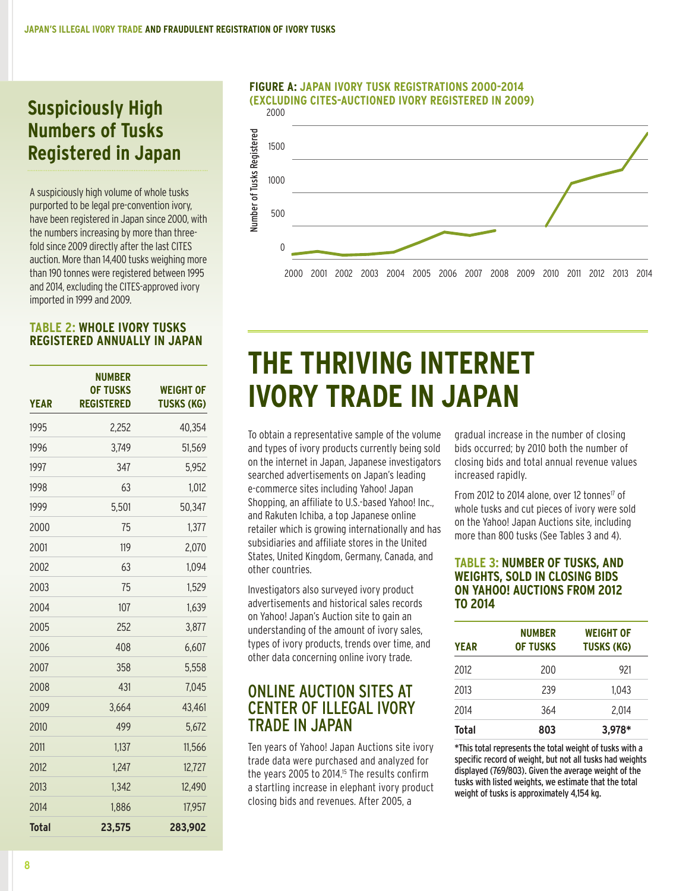## Suspiciously High Numbers of Tusks Registered in Japan

A suspiciously high volume of whole tusks purported to be legal pre-convention ivory, have been registered in Japan since 2000, with the numbers increasing by more than three-fold since 2009 directly after the last CITES auction. More than 14,400 tusks weighing more than 190 tonnes were registered between 1995 and 2014, excluding the CITES-approved ivory imported in 1999 and 2009.

**TABLE 2: WHOLE IVORY TUSKS REGISTERED ANNUALLY IN JAPAN**

| YEAR | NUMBER OF TUSKS REGISTERED | WEIGHT OF TUSKS (KG) |
|---|---|---|
| 1995 | 2,252 | 40,354 |
| 1996 | 3,749 | 51,569 |
| 1997 | 347 | 5,952 |
| 1998 | 63 | 1,012 |
| 1999 | 5,501 | 50,347 |
| 2000 | 75 | 1,377 |
| 2001 | 119 | 2,070 |
| 2002 | 63 | 1,094 |
| 2003 | 75 | 1,529 |
| 2004 | 107 | 1,639 |
| 2005 | 252 | 3,877 |
| 2006 | 408 | 6,607 |
| 2007 | 358 | 5,558 |
| 2008 | 431 | 7,045 |
| 2009 | 3,664 | 43,461 |
| 2010 | 499 | 5,672 |
| 2011 | 1,137 | 11,566 |
| 2012 | 1,247 | 12,727 |
| 2013 | 1,342 | 12,490 |
| 2014 | 1,886 | 17,957 |
| **Total** | **23,575** | **283,902** |

**FIGURE A: JAPAN IVORY TUSK REGISTRATIONS 2000-2014 (EXCLUDING CITES-AUCTIONED IVORY REGISTERED IN 2009)**

# THE THRIVING INTERNET IVORY TRADE IN JAPAN

To obtain a representative sample of the volume and types of ivory products currently being sold on the internet in Japan, Japanese investigators searched advertisements on Japan's leading e-commerce sites including Yahoo! Japan Shopping, an affiliate to U.S.-based Yahoo! Inc., and Rakuten Ichiba, a top Japanese online retailer which is growing internationally and has subsidiaries and affiliate stores in the United States, United Kingdom, Germany, Canada, and other countries.

Investigators also surveyed ivory product advertisements and historical sales records on Yahoo! Japan's Auction site to gain an understanding of the amount of ivory sales, types of ivory products, trends over time, and other data concerning online ivory trade.

## ONLINE AUCTION SITES AT CENTER OF ILLEGAL IVORY TRADE IN JAPAN

Ten years of Yahoo! Japan Auctions site ivory trade data were purchased and analyzed for the years 2005 to 2014.[15] The results confirm a startling increase in elephant ivory product closing bids and revenues. After 2005, a gradual increase in the number of closing bids occurred; by 2010 both the number of closing bids and total annual revenue values increased rapidly.

From 2012 to 2014 alone, over 12 tonnes[17] of whole tusks and cut pieces of ivory were sold on the Yahoo! Japan Auctions site, including more than 800 tusks (See Tables 3 and 4).

**TABLE 3: NUMBER OF TUSKS, AND WEIGHTS, SOLD IN CLOSING BIDS ON YAHOO! AUCTIONS FROM 2012 TO 2014**

| YEAR | NUMBER OF TUSKS | WEIGHT OF TUSKS (KG) |
|---|---|---|
| 2012 | 200 | 921 |
| 2013 | 239 | 1,043 |
| 2014 | 364 | 2,014 |
| **Total** | **803** | **3,978*** |

*This total represents the total weight of tusks with a specific record of weight, but not all tusks had weights displayed (769/803). Given the average weight of the tusks with listed weights, we estimate that the total weight of tusks is approximately 4,154 kg.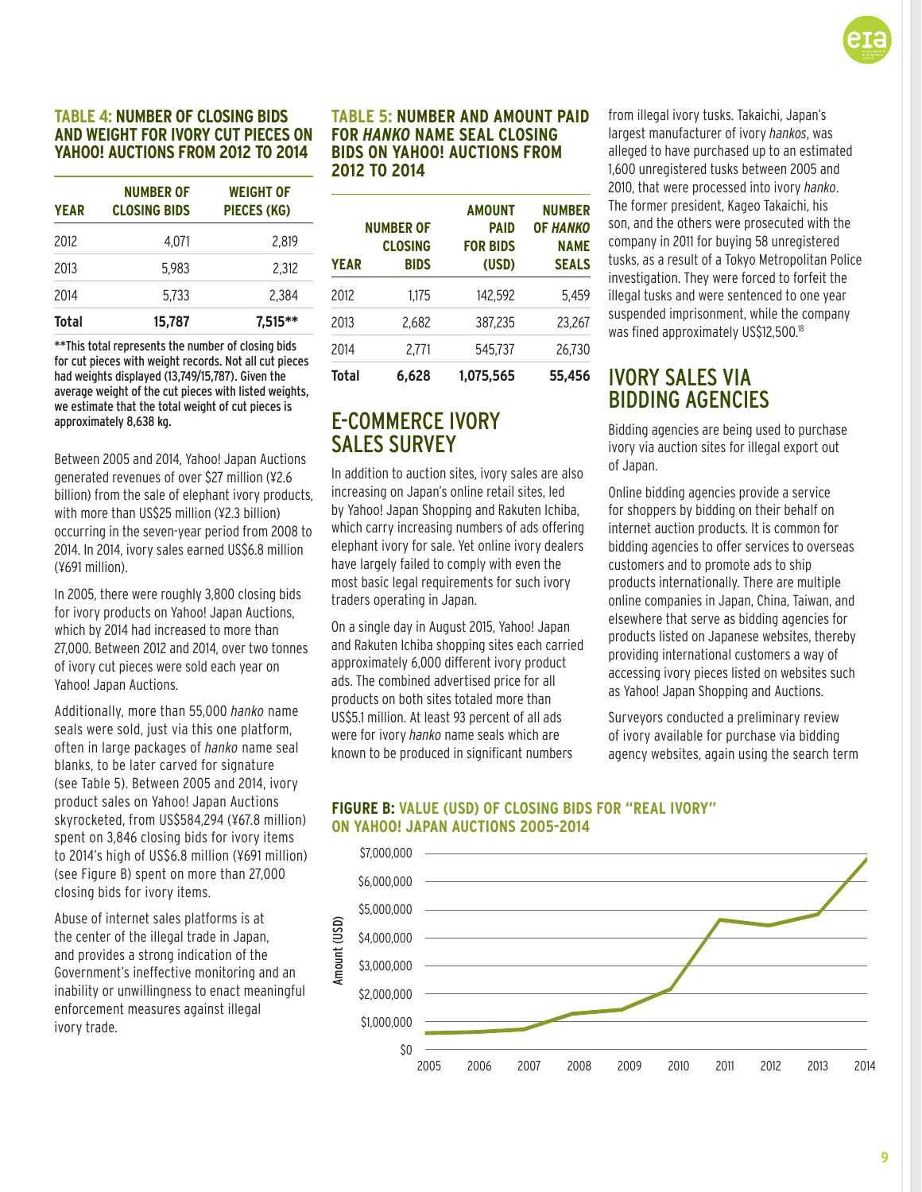### TABLE 4: NUMBER OF CLOSING BIDS AND WEIGHT FOR IVORY CUT PIECES ON YAHOO! AUCTIONS FROM 2012 TO 2014

| YEAR | NUMBER OF CLOSING BIDS | WEIGHT OF PIECES (KG) |
|---|---|---|
| 2012 | 4,071 | 2,819 |
| 2013 | 5,983 | 2,312 |
| 2014 | 5,733 | 2,384 |
| **Total** | **15,787** | **7,515**** |

**This total represents the number of closing bids for cut pieces with weight records. Not all cut pieces had weights displayed (13,749/15,787). Given the average weight of the cut pieces with listed weights, we estimate that the total weight of cut pieces is approximately 8,638 kg.

Between 2005 and 2014, Yahoo! Japan Auctions generated revenues of over $27 million (¥2.6 billion) from the sale of elephant ivory products, with more than US$25 million (¥2.3 billion) occurring in the seven-year period from 2008 to 2014. In 2014, ivory sales earned US$6.8 million (¥691 million).

In 2005, there were roughly 3,800 closing bids for ivory products on Yahoo! Japan Auctions, which by 2014 had increased to more than 27,000. Between 2012 and 2014, over two tonnes of ivory cut pieces were sold each year on Yahoo! Japan Auctions.

Additionally, more than 55,000 *hanko* name seals were sold, just via this one platform, often in large packages of *hanko* name seal blanks, to be later carved for signature (see Table 5). Between 2005 and 2014, ivory product sales on Yahoo! Japan Auctions skyrocketed, from US$584,294 (¥67.8 million) spent on 3,846 closing bids for ivory items to 2014's high of US$6.8 million (¥691 million) (see Figure B) spent on more than 27,000 closing bids for ivory items.

Abuse of internet sales platforms is at the center of the illegal trade in Japan, and provides a strong indication of the Government's ineffective monitoring and an inability or unwillingness to enact meaningful enforcement measures against illegal ivory trade.

### TABLE 5: NUMBER AND AMOUNT PAID FOR *HANKO* NAME SEAL CLOSING BIDS ON YAHOO! AUCTIONS FROM 2012 TO 2014

| YEAR | NUMBER OF CLOSING BIDS | AMOUNT PAID FOR BIDS (USD) | NUMBER OF *HANKO* NAME SEALS |
|---|---|---|---|
| 2012 | 1,175 | 142,592 | 5,459 |
| 2013 | 2,682 | 387,235 | 23,267 |
| 2014 | 2,771 | 545,737 | 26,730 |
| **Total** | **6,628** | **1,075,565** | **55,456** |

## E-COMMERCE IVORY SALES SURVEY

In addition to auction sites, ivory sales are also increasing on Japan's online retail sites, led by Yahoo! Japan Shopping and Rakuten Ichiba, which carry increasing numbers of ads offering elephant ivory for sale. Yet online ivory dealers have largely failed to comply with even the most basic legal requirements for such ivory traders operating in Japan.

On a single day in August 2015, Yahoo! Japan and Rakuten Ichiba shopping sites each carried approximately 6,000 different ivory product ads. The combined advertised price for all products on both sites totaled more than US$5.1 million. At least 93 percent of all ads were for ivory *hanko* name seals which are known to be produced in significant numbers from illegal ivory tusks. Takaichi, Japan's largest manufacturer of ivory *hankos*, was alleged to have purchased up to an estimated 1,600 unregistered tusks between 2005 and 2010, that were processed into ivory *hanko*. The former president, Kageo Takaichi, his son, and the others were prosecuted with the company in 2011 for buying 58 unregistered tusks, as a result of a Tokyo Metropolitan Police investigation. They were forced to forfeit the illegal tusks and were sentenced to one year suspended imprisonment, while the company was fined approximately US$12,500.[18]

## IVORY SALES VIA BIDDING AGENCIES

Bidding agencies are being used to purchase ivory via auction sites for illegal export out of Japan.

Online bidding agencies provide a service for shoppers by bidding on their behalf on internet auction products. It is common for bidding agencies to offer services to overseas customers and to promote ads to ship products internationally. There are multiple online companies in Japan, China, Taiwan, and elsewhere that serve as bidding agencies for products listed on Japanese websites, thereby providing international customers a way of accessing ivory pieces listed on websites such as Yahoo! Japan Shopping and Auctions.

Surveyors conducted a preliminary review of ivory available for purchase via bidding agency websites, again using the search term

### FIGURE B: VALUE (USD) OF CLOSING BIDS FOR "REAL IVORY" ON YAHOO! JAPAN AUCTIONS 2005-2014

Amount (USD): $0 – $7,000,000; Years: 2005–2014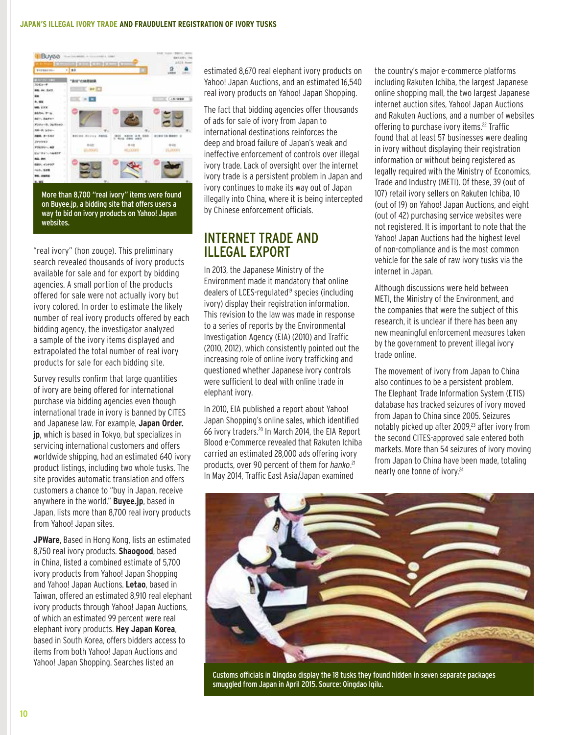More than 8,700 "real ivory" items were found on Buyee.jp, a bidding site that offers users a way to bid on ivory products on Yahoo! Japan websites.

"real ivory" (hon zouge). This preliminary search revealed thousands of ivory products available for sale and for export by bidding agencies. A small portion of the products offered for sale were not actually ivory but ivory colored. In order to estimate the likely number of real ivory products offered by each bidding agency, the investigator analyzed a sample of the ivory items displayed and extrapolated the total number of real ivory products for sale for each bidding site.

Survey results confirm that large quantities of ivory are being offered for international purchase via bidding agencies even though international trade in ivory is banned by CITES and Japanese law. For example, **Japan Order.jp**, which is based in Tokyo, but specializes in servicing international customers and offers worldwide shipping, had an estimated 640 ivory product listings, including two whole tusks. The site provides automatic translation and offers customers a chance to "buy in Japan, receive anywhere in the world." **Buyee.jp**, based in Japan, lists more than 8,700 real ivory products from Yahoo! Japan sites.

**JPWare**, Based in Hong Kong, lists an estimated 8,750 real ivory products. **Shaogood**, based in China, listed a combined estimate of 5,700 ivory products from Yahoo! Japan Shopping and Yahoo! Japan Auctions. **Letao**, based in Taiwan, offered an estimated 8,910 real elephant ivory products through Yahoo! Japan Auctions, of which an estimated 99 percent were real elephant ivory products. **Hey Japan Korea**, based in South Korea, offers bidders access to items from both Yahoo! Japan Auctions and Yahoo! Japan Shopping. Searches listed an estimated 8,670 real elephant ivory products on Yahoo! Japan Auctions, and an estimated 16,540 real ivory products on Yahoo! Japan Shopping.

The fact that bidding agencies offer thousands of ads for sale of ivory from Japan to international destinations reinforces the deep and broad failure of Japan's weak and ineffective enforcement of controls over illegal ivory trade. Lack of oversight over the internet ivory trade is a persistent problem in Japan and ivory continues to make its way out of Japan illegally into China, where it is being intercepted by Chinese enforcement officials.

## INTERNET TRADE AND ILLEGAL EXPORT

In 2013, the Japanese Ministry of the Environment made it mandatory that online dealers of LCES-regulated[19] species (including ivory) display their registration information. This revision to the law was made in response to a series of reports by the Environmental Investigation Agency (EIA) (2010) and Traffic (2010, 2012), which consistently pointed out the increasing role of online ivory trafficking and questioned whether Japanese ivory controls were sufficient to deal with online trade in elephant ivory.

In 2010, EIA published a report about Yahoo! Japan Shopping's online sales, which identified 66 ivory traders.[20] In March 2014, the EIA Report Blood e-Commerce revealed that Rakuten Ichiba carried an estimated 28,000 ads offering ivory products, over 90 percent of them for *hanko*.[21] In May 2014, Traffic East Asia/Japan examined the country's major e-commerce platforms including Rakuten Ichiba, the largest Japanese online shopping mall, the two largest Japanese internet auction sites, Yahoo! Japan Auctions and Rakuten Auctions, and a number of websites offering to purchase ivory items.[22] Traffic found that at least 57 businesses were dealing in ivory without displaying their registration information or without being registered as legally required with the Ministry of Economics, Trade and Industry (METI). Of these, 39 (out of 107) retail ivory sellers on Rakuten Ichiba, 10 (out of 19) on Yahoo! Japan Auctions, and eight (out of 42) purchasing service websites were not registered. It is important to note that the Yahoo! Japan Auctions had the highest level of non-compliance and is the most common vehicle for the sale of raw ivory tusks via the internet in Japan.

Although discussions were held between METI, the Ministry of the Environment, and the companies that were the subject of this research, it is unclear if there has been any new meaningful enforcement measures taken by the government to prevent illegal ivory trade online.

The movement of ivory from Japan to China also continues to be a persistent problem. The Elephant Trade Information System (ETIS) database has tracked seizures of ivory moved from Japan to China since 2005. Seizures notably picked up after 2009,[23] after ivory from the second CITES-approved sale entered both markets. More than 54 seizures of ivory moving from Japan to China have been made, totaling nearly one tonne of ivory.[24]

Customs officials in Qingdao display the 18 tusks they found hidden in seven separate packages smuggled from Japan in April 2015. Source: Qingdao Iqilu.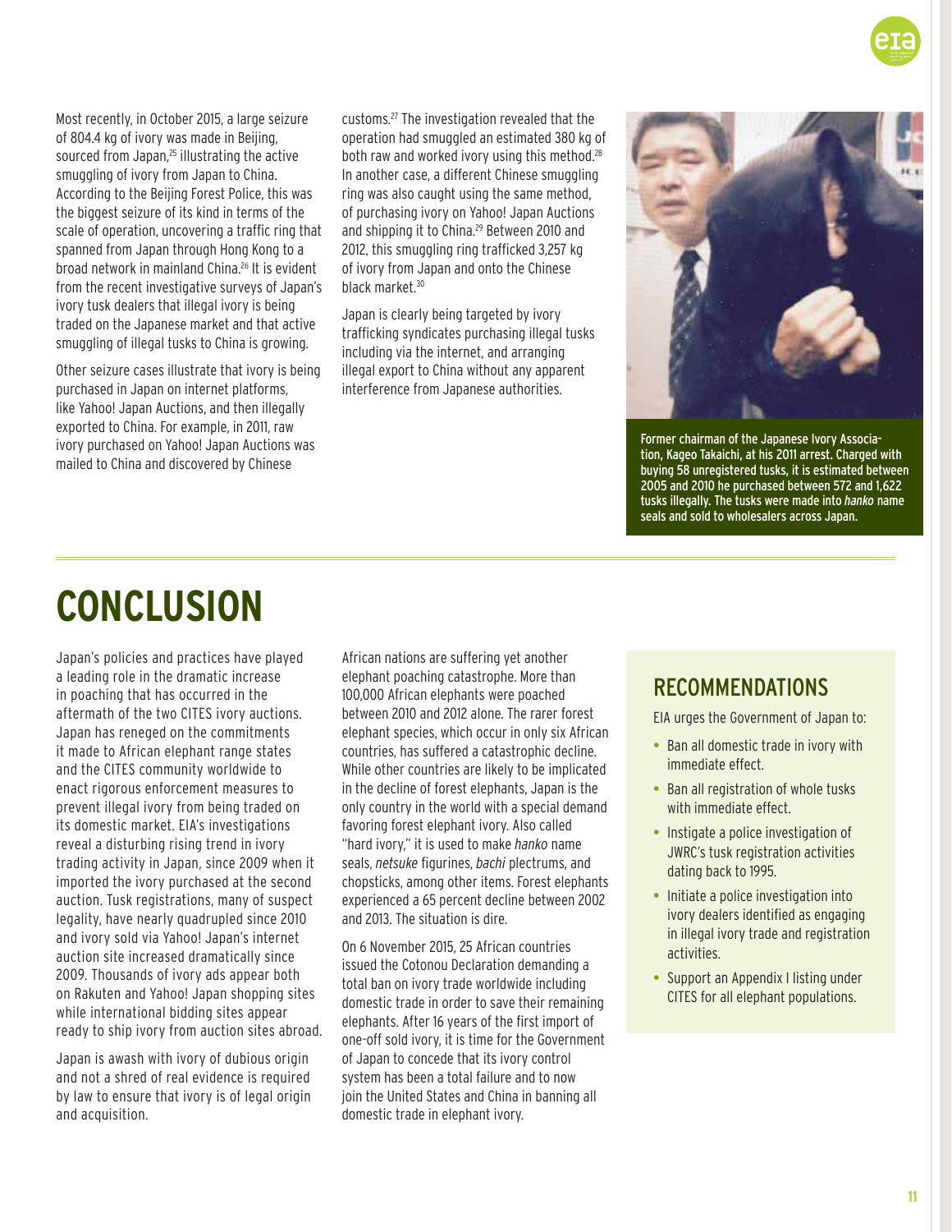Most recently, in October 2015, a large seizure of 804.4 kg of ivory was made in Beijing, sourced from Japan,[25] illustrating the active smuggling of ivory from Japan to China. According to the Beijing Forest Police, this was the biggest seizure of its kind in terms of the scale of operation, uncovering a traffic ring that spanned from Japan through Hong Kong to a broad network in mainland China.[26] It is evident from the recent investigative surveys of Japan's ivory tusk dealers that illegal ivory is being traded on the Japanese market and that active smuggling of illegal tusks to China is growing.

Other seizure cases illustrate that ivory is being purchased in Japan on internet platforms, like Yahoo! Japan Auctions, and then illegally exported to China. For example, in 2011, raw ivory purchased on Yahoo! Japan Auctions was mailed to China and discovered by Chinese customs.[27] The investigation revealed that the operation had smuggled an estimated 380 kg of both raw and worked ivory using this method.[28] In another case, a different Chinese smuggling ring was also caught using the same method, of purchasing ivory on Yahoo! Japan Auctions and shipping it to China.[29] Between 2010 and 2012, this smuggling ring trafficked 3,257 kg of ivory from Japan and onto the Chinese black market.[30]

Japan is clearly being targeted by ivory trafficking syndicates purchasing illegal tusks including via the internet, and arranging illegal export to China without any apparent interference from Japanese authorities.

**Former chairman of the Japanese Ivory Association, Kageo Takaichi, at his 2011 arrest. Charged with buying 58 unregistered tusks, it is estimated between 2005 and 2010 he purchased between 572 and 1,622 tusks illegally. The tusks were made into *hanko* name seals and sold to wholesalers across Japan.**

# CONCLUSION

Japan's policies and practices have played a leading role in the dramatic increase in poaching that has occurred in the aftermath of the two CITES ivory auctions. Japan has reneged on the commitments it made to African elephant range states and the CITES community worldwide to enact rigorous enforcement measures to prevent illegal ivory from being traded on its domestic market. EIA's investigations reveal a disturbing rising trend in ivory trading activity in Japan, since 2009 when it imported the ivory purchased at the second auction. Tusk registrations, many of suspect legality, have nearly quadrupled since 2010 and ivory sold via Yahoo! Japan's internet auction site increased dramatically since 2009. Thousands of ivory ads appear both on Rakuten and Yahoo! Japan shopping sites while international bidding sites appear ready to ship ivory from auction sites abroad.

Japan is awash with ivory of dubious origin and not a shred of real evidence is required by law to ensure that ivory is of legal origin and acquisition.

African nations are suffering yet another elephant poaching catastrophe. More than 100,000 African elephants were poached between 2010 and 2012 alone. The rarer forest elephant species, which occur in only six African countries, has suffered a catastrophic decline. While other countries are likely to be implicated in the decline of forest elephants, Japan is the only country in the world with a special demand favoring forest elephant ivory. Also called "hard ivory," it is used to make *hanko* name seals, *netsuke* figurines, *bachi* plectrums, and chopsticks, among other items. Forest elephants experienced a 65 percent decline between 2002 and 2013. The situation is dire.

On 6 November 2015, 25 African countries issued the Cotonou Declaration demanding a total ban on ivory trade worldwide including domestic trade in order to save their remaining elephants. After 16 years of the first import of one-off sold ivory, it is time for the Government of Japan to concede that its ivory control system has been a total failure and to now join the United States and China in banning all domestic trade in elephant ivory.

## RECOMMENDATIONS

EIA urges the Government of Japan to:

- Ban all domestic trade in ivory with immediate effect.
- Ban all registration of whole tusks with immediate effect.
- Instigate a police investigation of JWRC's tusk registration activities dating back to 1995.
- Initiate a police investigation into ivory dealers identified as engaging in illegal ivory trade and registration activities.
- Support an Appendix I listing under CITES for all elephant populations.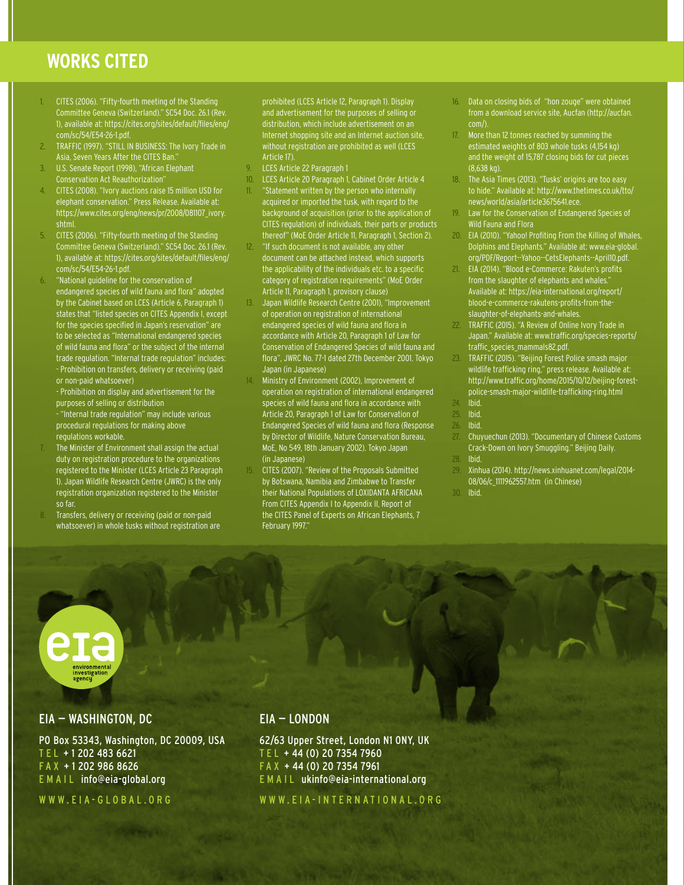## WORKS CITED

1. CITES (2006). "Fifty-fourth meeting of the Standing Committee Geneva (Switzerland)." SC54 Doc. 26.1 (Rev. 1), available at: https://cites.org/sites/default/files/eng/com/sc/54/E54-26-1.pdf.
2. TRAFFIC (1997). "STILL IN BUSINESS: The Ivory Trade in Asia, Seven Years After the CITES Ban."
3. U.S. Senate Report (1998), "African Elephant Conservation Act Reauthorization"
4. CITES (2008). "Ivory auctions raise 15 million USD for elephant conservation." Press Release. Available at: https://www.cites.org/eng/news/pr/2008/081107_ivory.shtml.
5. CITES (2006). "Fifty-fourth meeting of the Standing Committee Geneva (Switzerland)." SC54 Doc. 26.1 (Rev. 1), available at: https://cites.org/sites/default/files/eng/com/sc/54/E54-26-1.pdf.
6. "National guideline for the conservation of endangered species of wild fauna and flora" adopted by the Cabinet based on LCES (Article 6, Paragraph 1) states that "listed species on CITES Appendix I, except for the species specified in Japan's reservation" are to be selected as "International endangered species of wild fauna and flora" or the subject of the internal trade regulation. "Internal trade regulation" includes:
   - Prohibition on transfers, delivery or receiving (paid or non-paid whatsoever)
   - Prohibition on display and advertisement for the purposes of selling or distribution
   - "Internal trade regulation" may include various procedural regulations for making above regulations workable.
7. The Minister of Environment shall assign the actual duty on registration procedure to the organizations registered to the Minister (LCES Article 23 Paragraph 1). Japan Wildlife Research Centre (JWRC) is the only registration organization registered to the Minister so far.
8. Transfers, delivery or receiving (paid or non-paid whatsoever) in whole tusks without registration are prohibited (LCES Article 12, Paragraph 1). Display and advertisement for the purposes of selling or distribution, which include advertisement on an Internet shopping site and an Internet auction site, without registration are prohibited as well (LCES Article 17).
9. LCES Article 22 Paragraph 1
10. LCES Article 20 Paragraph 1, Cabinet Order Article 4
11. "Statement written by the person who internally acquired or imported the tusk, with regard to the background of acquisition (prior to the application of CITES regulation) of individuals, their parts or products thereof" (MoE Order Article 11, Paragraph 1, Section 2).
12. "If such document is not available, any other document can be attached instead, which supports the applicability of the individuals etc. to a specific category of registration requirements" (MoE Order Article 11, Paragraph 1, provisory clause)
13. Japan Wildlife Research Centre (2001), "Improvement of operation on registration of international endangered species of wild fauna and flora in accordance with Article 20, Paragraph 1 of Law for Conservation of Endangered Species of wild fauna and flora", JWRC No. 77-1 dated 27th December 2001. Tokyo Japan (in Japanese)
14. Ministry of Environment (2002), Improvement of operation on registration of international endangered species of wild fauna and flora in accordance with Article 20, Paragraph 1 of Law for Conservation of Endangered Species of wild fauna and flora (Response by Director of Wildlife, Nature Conservation Bureau, MoE, No 549, 18th January 2002). Tokyo Japan (in Japanese)
15. CITES (2007). "Review of the Proposals Submitted by Botswana, Namibia and Zimbabwe to Transfer their National Populations of LOXIDANTA AFRICANA From CITES Appendix I to Appendix II, Report of the CITES Panel of Experts on African Elephants, 7 February 1997."
16. Data on closing bids of "hon zouge" were obtained from a download service site, Aucfan (http://aucfan.com/).
17. More than 12 tonnes reached by summing the estimated weights of 803 whole tusks (4,154 kg) and the weight of 15,787 closing bids for cut pieces (8,638 kg).
18. The Asia Times (2013). "Tusks' origins are too easy to hide." Available at: http://www.thetimes.co.uk/tto/news/world/asia/article3675641.ece.
19. Law for the Conservation of Endangered Species of Wild Fauna and Flora
20. EIA (2010). "Yahoo! Profiting From the Killing of Whales, Dolphins and Elephants." Available at: www.eia-global.org/PDF/Report--Yahoo--CetsElephants--April10.pdf.
21. EIA (2014). "Blood e-Commerce: Rakuten's profits from the slaughter of elephants and whales." Available at: https://eia-international.org/report/blood-e-commerce-rakutens-profits-from-the-slaughter-of-elephants-and-whales.
22. TRAFFIC (2015). "A Review of Online Ivory Trade in Japan." Available at: www.traffic.org/species-reports/traffic_species_mammals82.pdf.
23. TRAFFIC (2015). "Beijing Forest Police smash major wildlife trafficking ring," press release. Available at: http://www.traffic.org/home/2015/10/12/beijing-forest-police-smash-major-wildlife-trafficking-ring.html
24. Ibid.
25. Ibid.
26. Ibid.
27. Chuyuechun (2013). "Documentary of Chinese Customs Crack-Down on Ivory Smuggling." Beijing Daily.
28. Ibid.
29. Xinhua (2014). http://news.xinhuanet.com/legal/2014-08/06/c_1111962557.htm (in Chinese)
30. Ibid.

eia environmental investigation agency

### EIA — WASHINGTON, DC

PO Box 53343, Washington, DC 20009, USA
TEL +1 202 483 6621
FAX +1 202 986 8626
EMAIL info@eia-global.org

WWW.EIA-GLOBAL.ORG

### EIA — LONDON

62/63 Upper Street, London N1 ONY, UK
TEL + 44 (0) 20 7354 7960
FAX + 44 (0) 20 7354 7961
EMAIL ukinfo@eia-international.org

WWW.EIA-INTERNATIONAL.ORG